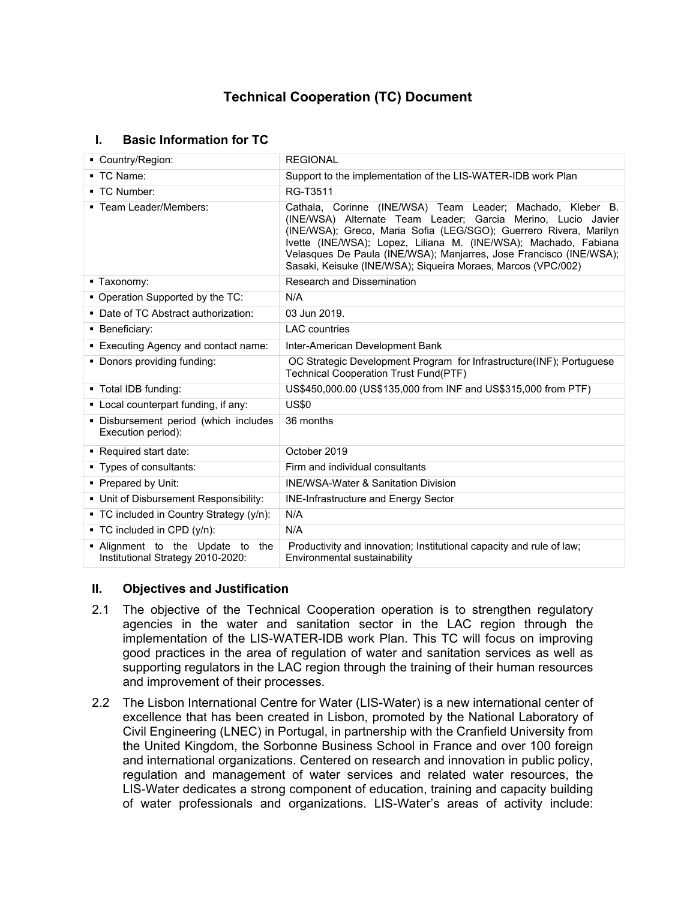# Technical Cooperation (TC) Document

## I. Basic Information for TC

| | |
|---|---|
| ▪ Country/Region: | REGIONAL |
| ▪ TC Name: | Support to the implementation of the LIS-WATER-IDB work Plan |
| ▪ TC Number: | RG-T3511 |
| ▪ Team Leader/Members: | Cathala, Corinne (INE/WSA) Team Leader; Machado, Kleber B. (INE/WSA) Alternate Team Leader; Garcia Merino, Lucio Javier (INE/WSA); Greco, Maria Sofia (LEG/SGO); Guerrero Rivera, Marilyn Ivette (INE/WSA); Lopez, Liliana M. (INE/WSA); Machado, Fabiana Velasques De Paula (INE/WSA); Manjarres, Jose Francisco (INE/WSA); Sasaki, Keisuke (INE/WSA); Siqueira Moraes, Marcos (VPC/002) |
| ▪ Taxonomy: | Research and Dissemination |
| ▪ Operation Supported by the TC: | N/A |
| ▪ Date of TC Abstract authorization: | 03 Jun 2019. |
| ▪ Beneficiary: | LAC countries |
| ▪ Executing Agency and contact name: | Inter-American Development Bank |
| ▪ Donors providing funding: | OC Strategic Development Program for Infrastructure(INF); Portuguese Technical Cooperation Trust Fund(PTF) |
| ▪ Total IDB funding: | US$450,000.00 (US$135,000 from INF and US$315,000 from PTF) |
| ▪ Local counterpart funding, if any: | US$0 |
| ▪ Disbursement period (which includes Execution period): | 36 months |
| ▪ Required start date: | October 2019 |
| ▪ Types of consultants: | Firm and individual consultants |
| ▪ Prepared by Unit: | INE/WSA-Water & Sanitation Division |
| ▪ Unit of Disbursement Responsibility: | INE-Infrastructure and Energy Sector |
| ▪ TC included in Country Strategy (y/n): | N/A |
| ▪ TC included in CPD (y/n): | N/A |
| ▪ Alignment to the Update to the Institutional Strategy 2010-2020: | Productivity and innovation; Institutional capacity and rule of law; Environmental sustainability |

## II. Objectives and Justification

2.1 The objective of the Technical Cooperation operation is to strengthen regulatory agencies in the water and sanitation sector in the LAC region through the implementation of the LIS-WATER-IDB work Plan. This TC will focus on improving good practices in the area of regulation of water and sanitation services as well as supporting regulators in the LAC region through the training of their human resources and improvement of their processes.

2.2 The Lisbon International Centre for Water (LIS-Water) is a new international center of excellence that has been created in Lisbon, promoted by the National Laboratory of Civil Engineering (LNEC) in Portugal, in partnership with the Cranfield University from the United Kingdom, the Sorbonne Business School in France and over 100 foreign and international organizations. Centered on research and innovation in public policy, regulation and management of water services and related water resources, the LIS-Water dedicates a strong component of education, training and capacity building of water professionals and organizations. LIS-Water's areas of activity include: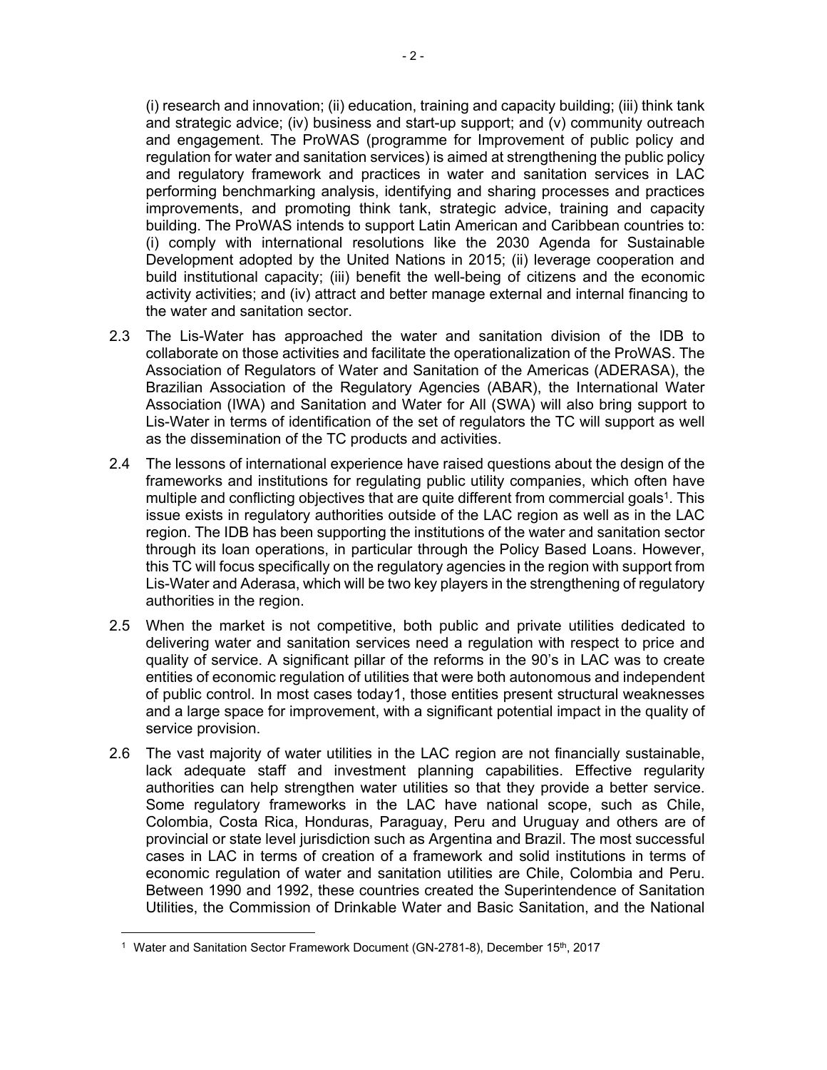(i) research and innovation; (ii) education, training and capacity building; (iii) think tank and strategic advice; (iv) business and start-up support; and (v) community outreach and engagement. The ProWAS (programme for Improvement of public policy and regulation for water and sanitation services) is aimed at strengthening the public policy and regulatory framework and practices in water and sanitation services in LAC performing benchmarking analysis, identifying and sharing processes and practices improvements, and promoting think tank, strategic advice, training and capacity building. The ProWAS intends to support Latin American and Caribbean countries to: (i) comply with international resolutions like the 2030 Agenda for Sustainable Development adopted by the United Nations in 2015; (ii) leverage cooperation and build institutional capacity; (iii) benefit the well-being of citizens and the economic activity activities; and (iv) attract and better manage external and internal financing to the water and sanitation sector.

2.3 The Lis-Water has approached the water and sanitation division of the IDB to collaborate on those activities and facilitate the operationalization of the ProWAS. The Association of Regulators of Water and Sanitation of the Americas (ADERASA), the Brazilian Association of the Regulatory Agencies (ABAR), the International Water Association (IWA) and Sanitation and Water for All (SWA) will also bring support to Lis-Water in terms of identification of the set of regulators the TC will support as well as the dissemination of the TC products and activities.

2.4 The lessons of international experience have raised questions about the design of the frameworks and institutions for regulating public utility companies, which often have multiple and conflicting objectives that are quite different from commercial goals[1]. This issue exists in regulatory authorities outside of the LAC region as well as in the LAC region. The IDB has been supporting the institutions of the water and sanitation sector through its loan operations, in particular through the Policy Based Loans. However, this TC will focus specifically on the regulatory agencies in the region with support from Lis-Water and Aderasa, which will be two key players in the strengthening of regulatory authorities in the region.

2.5 When the market is not competitive, both public and private utilities dedicated to delivering water and sanitation services need a regulation with respect to price and quality of service. A significant pillar of the reforms in the 90's in LAC was to create entities of economic regulation of utilities that were both autonomous and independent of public control. In most cases today1, those entities present structural weaknesses and a large space for improvement, with a significant potential impact in the quality of service provision.

2.6 The vast majority of water utilities in the LAC region are not financially sustainable, lack adequate staff and investment planning capabilities. Effective regularity authorities can help strengthen water utilities so that they provide a better service. Some regulatory frameworks in the LAC have national scope, such as Chile, Colombia, Costa Rica, Honduras, Paraguay, Peru and Uruguay and others are of provincial or state level jurisdiction such as Argentina and Brazil. The most successful cases in LAC in terms of creation of a framework and solid institutions in terms of economic regulation of water and sanitation utilities are Chile, Colombia and Peru. Between 1990 and 1992, these countries created the Superintendence of Sanitation Utilities, the Commission of Drinkable Water and Basic Sanitation, and the National

---

[1] Water and Sanitation Sector Framework Document (GN-2781-8), December 15th, 2017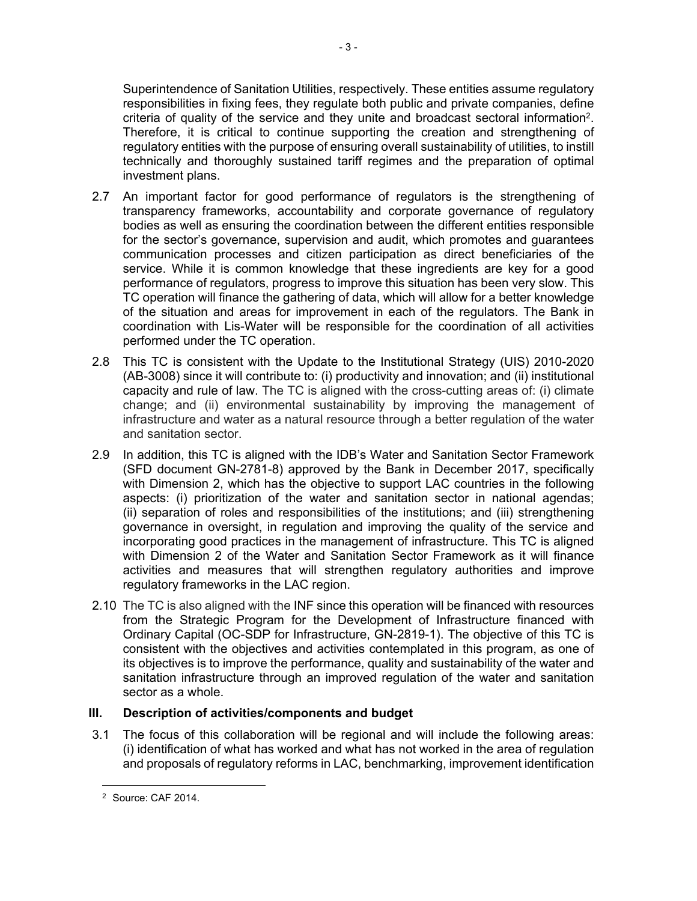Superintendence of Sanitation Utilities, respectively. These entities assume regulatory responsibilities in fixing fees, they regulate both public and private companies, define criteria of quality of the service and they unite and broadcast sectoral information[2]. Therefore, it is critical to continue supporting the creation and strengthening of regulatory entities with the purpose of ensuring overall sustainability of utilities, to instill technically and thoroughly sustained tariff regimes and the preparation of optimal investment plans.

2.7 An important factor for good performance of regulators is the strengthening of transparency frameworks, accountability and corporate governance of regulatory bodies as well as ensuring the coordination between the different entities responsible for the sector's governance, supervision and audit, which promotes and guarantees communication processes and citizen participation as direct beneficiaries of the service. While it is common knowledge that these ingredients are key for a good performance of regulators, progress to improve this situation has been very slow. This TC operation will finance the gathering of data, which will allow for a better knowledge of the situation and areas for improvement in each of the regulators. The Bank in coordination with Lis-Water will be responsible for the coordination of all activities performed under the TC operation.

2.8 This TC is consistent with the Update to the Institutional Strategy (UIS) 2010-2020 (AB-3008) since it will contribute to: (i) productivity and innovation; and (ii) institutional capacity and rule of law. The TC is aligned with the cross-cutting areas of: (i) climate change; and (ii) environmental sustainability by improving the management of infrastructure and water as a natural resource through a better regulation of the water and sanitation sector.

2.9 In addition, this TC is aligned with the IDB's Water and Sanitation Sector Framework (SFD document GN-2781-8) approved by the Bank in December 2017, specifically with Dimension 2, which has the objective to support LAC countries in the following aspects: (i) prioritization of the water and sanitation sector in national agendas; (ii) separation of roles and responsibilities of the institutions; and (iii) strengthening governance in oversight, in regulation and improving the quality of the service and incorporating good practices in the management of infrastructure. This TC is aligned with Dimension 2 of the Water and Sanitation Sector Framework as it will finance activities and measures that will strengthen regulatory authorities and improve regulatory frameworks in the LAC region.

2.10 The TC is also aligned with the INF since this operation will be financed with resources from the Strategic Program for the Development of Infrastructure financed with Ordinary Capital (OC-SDP for Infrastructure, GN-2819-1). The objective of this TC is consistent with the objectives and activities contemplated in this program, as one of its objectives is to improve the performance, quality and sustainability of the water and sanitation infrastructure through an improved regulation of the water and sanitation sector as a whole.

## III. Description of activities/components and budget

3.1 The focus of this collaboration will be regional and will include the following areas: (i) identification of what has worked and what has not worked in the area of regulation and proposals of regulatory reforms in LAC, benchmarking, improvement identification

[2] Source: CAF 2014.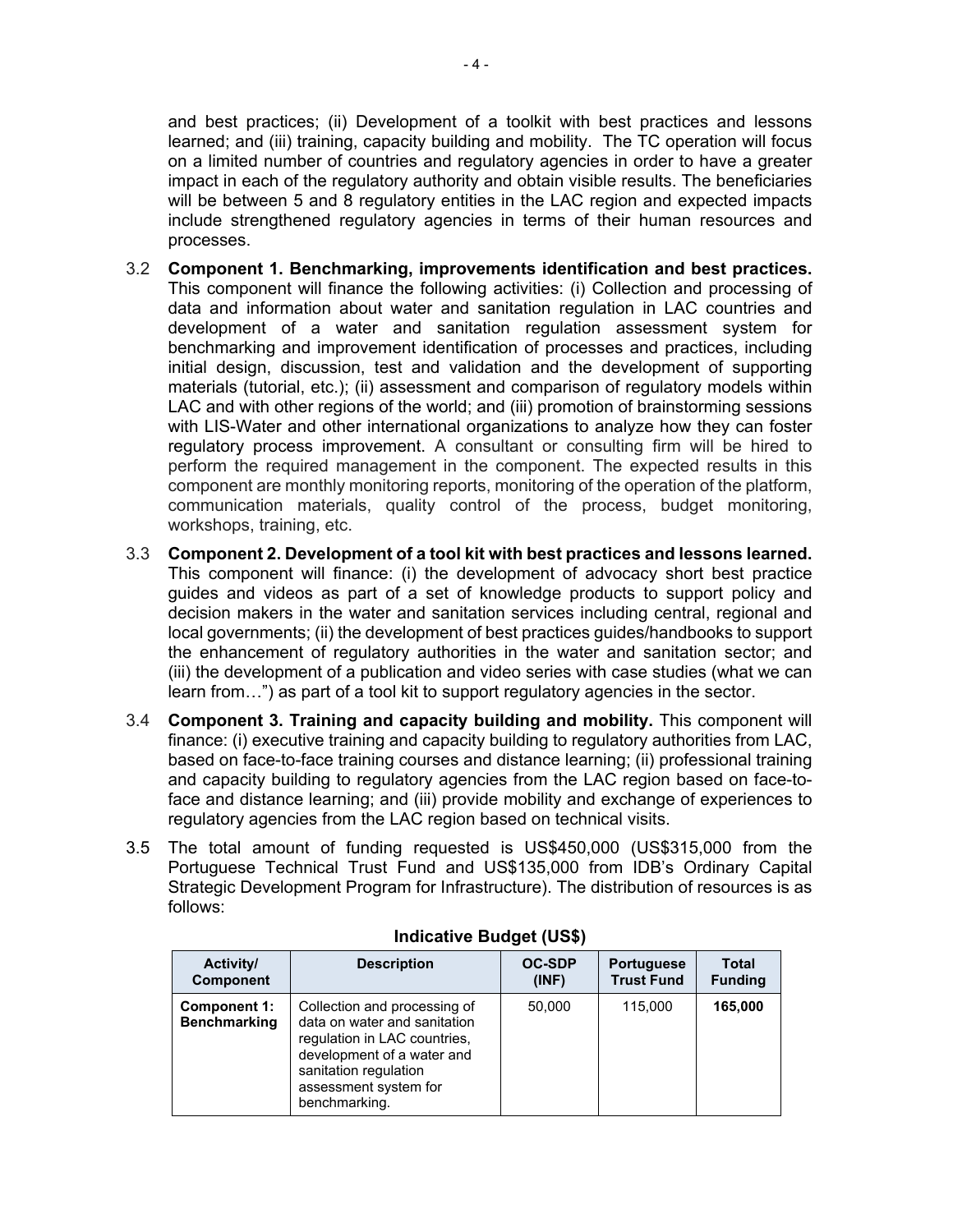and best practices; (ii) Development of a toolkit with best practices and lessons learned; and (iii) training, capacity building and mobility. The TC operation will focus on a limited number of countries and regulatory agencies in order to have a greater impact in each of the regulatory authority and obtain visible results. The beneficiaries will be between 5 and 8 regulatory entities in the LAC region and expected impacts include strengthened regulatory agencies in terms of their human resources and processes.

3.2 **Component 1. Benchmarking, improvements identification and best practices.** This component will finance the following activities: (i) Collection and processing of data and information about water and sanitation regulation in LAC countries and development of a water and sanitation regulation assessment system for benchmarking and improvement identification of processes and practices, including initial design, discussion, test and validation and the development of supporting materials (tutorial, etc.); (ii) assessment and comparison of regulatory models within LAC and with other regions of the world; and (iii) promotion of brainstorming sessions with LIS-Water and other international organizations to analyze how they can foster regulatory process improvement. A consultant or consulting firm will be hired to perform the required management in the component. The expected results in this component are monthly monitoring reports, monitoring of the operation of the platform, communication materials, quality control of the process, budget monitoring, workshops, training, etc.

3.3 **Component 2. Development of a tool kit with best practices and lessons learned.** This component will finance: (i) the development of advocacy short best practice guides and videos as part of a set of knowledge products to support policy and decision makers in the water and sanitation services including central, regional and local governments; (ii) the development of best practices guides/handbooks to support the enhancement of regulatory authorities in the water and sanitation sector; and (iii) the development of a publication and video series with case studies (what we can learn from…") as part of a tool kit to support regulatory agencies in the sector.

3.4 **Component 3. Training and capacity building and mobility.** This component will finance: (i) executive training and capacity building to regulatory authorities from LAC, based on face-to-face training courses and distance learning; (ii) professional training and capacity building to regulatory agencies from the LAC region based on face-to-face and distance learning; and (iii) provide mobility and exchange of experiences to regulatory agencies from the LAC region based on technical visits.

3.5 The total amount of funding requested is US$450,000 (US$315,000 from the Portuguese Technical Trust Fund and US$135,000 from IDB's Ordinary Capital Strategic Development Program for Infrastructure). The distribution of resources is as follows:

**Indicative Budget (US$)**

| Activity/ Component | Description | OC-SDP (INF) | Portuguese Trust Fund | Total Funding |
|---|---|---|---|---|
| **Component 1: Benchmarking** | Collection and processing of data on water and sanitation regulation in LAC countries, development of a water and sanitation regulation assessment system for benchmarking. | 50,000 | 115,000 | **165,000** |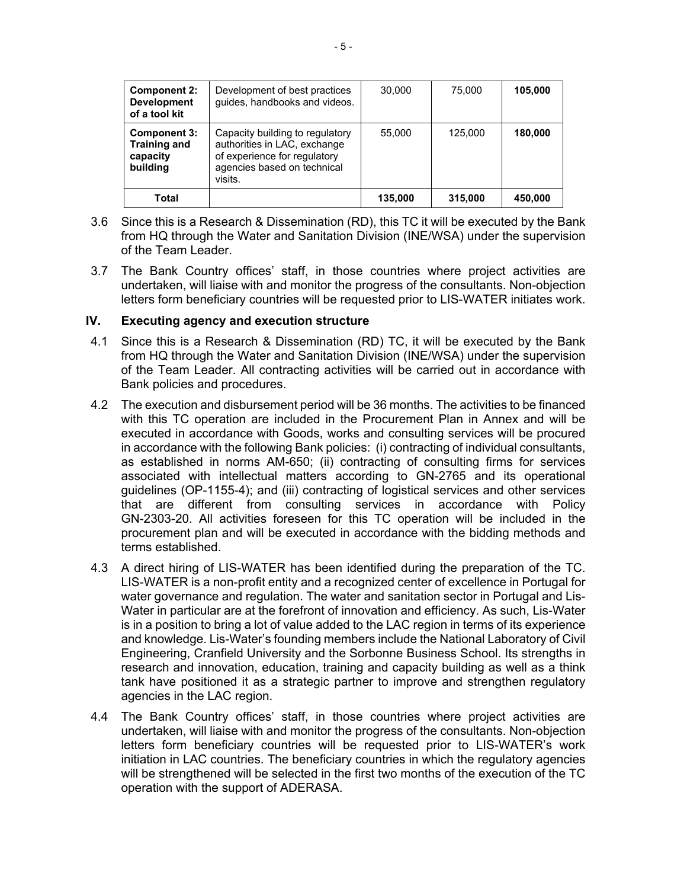| Component 2: Development of a tool kit | Development of best practices guides, handbooks and videos. | 30,000 | 75,000 | 105,000 |
| --- | --- | --- | --- | --- |
| **Component 3: Training and capacity building** | Capacity building to regulatory authorities in LAC, exchange of experience for regulatory agencies based on technical visits. | 55,000 | 125,000 | **180,000** |
| **Total** | | **135,000** | **315,000** | **450,000** |

3.6 Since this is a Research & Dissemination (RD), this TC it will be executed by the Bank from HQ through the Water and Sanitation Division (INE/WSA) under the supervision of the Team Leader.

3.7 The Bank Country offices' staff, in those countries where project activities are undertaken, will liaise with and monitor the progress of the consultants. Non-objection letters form beneficiary countries will be requested prior to LIS-WATER initiates work.

## IV. Executing agency and execution structure

4.1 Since this is a Research & Dissemination (RD) TC, it will be executed by the Bank from HQ through the Water and Sanitation Division (INE/WSA) under the supervision of the Team Leader. All contracting activities will be carried out in accordance with Bank policies and procedures.

4.2 The execution and disbursement period will be 36 months. The activities to be financed with this TC operation are included in the Procurement Plan in Annex and will be executed in accordance with Goods, works and consulting services will be procured in accordance with the following Bank policies: (i) contracting of individual consultants, as established in norms AM-650; (ii) contracting of consulting firms for services associated with intellectual matters according to GN-2765 and its operational guidelines (OP-1155-4); and (iii) contracting of logistical services and other services that are different from consulting services in accordance with Policy GN-2303-20. All activities foreseen for this TC operation will be included in the procurement plan and will be executed in accordance with the bidding methods and terms established.

4.3 A direct hiring of LIS-WATER has been identified during the preparation of the TC. LIS-WATER is a non-profit entity and a recognized center of excellence in Portugal for water governance and regulation. The water and sanitation sector in Portugal and Lis-Water in particular are at the forefront of innovation and efficiency. As such, Lis-Water is in a position to bring a lot of value added to the LAC region in terms of its experience and knowledge. Lis-Water's founding members include the National Laboratory of Civil Engineering, Cranfield University and the Sorbonne Business School. Its strengths in research and innovation, education, training and capacity building as well as a think tank have positioned it as a strategic partner to improve and strengthen regulatory agencies in the LAC region.

4.4 The Bank Country offices' staff, in those countries where project activities are undertaken, will liaise with and monitor the progress of the consultants. Non-objection letters form beneficiary countries will be requested prior to LIS-WATER's work initiation in LAC countries. The beneficiary countries in which the regulatory agencies will be strengthened will be selected in the first two months of the execution of the TC operation with the support of ADERASA.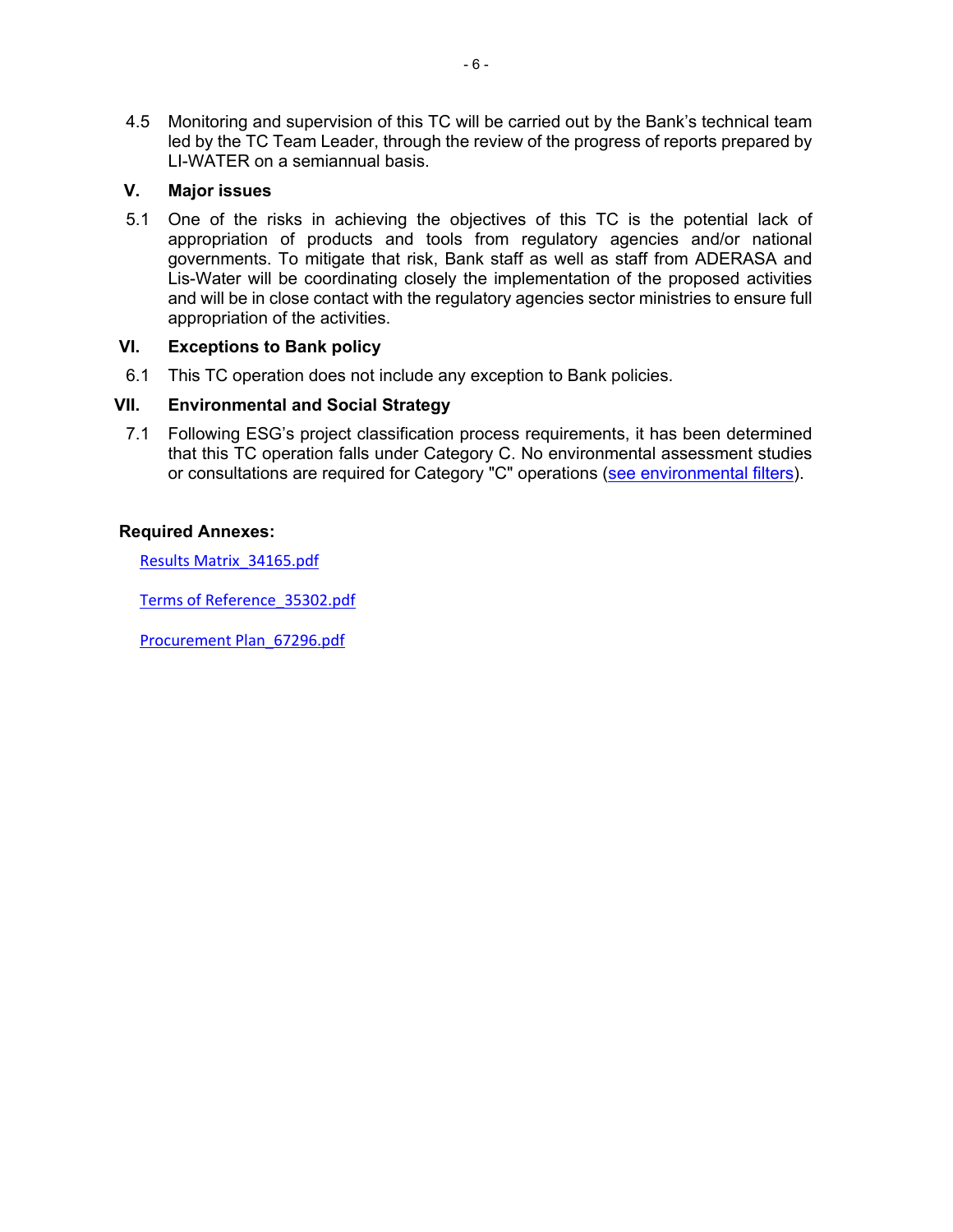4.5 Monitoring and supervision of this TC will be carried out by the Bank's technical team led by the TC Team Leader, through the review of the progress of reports prepared by LI-WATER on a semiannual basis.

## V. Major issues

5.1 One of the risks in achieving the objectives of this TC is the potential lack of appropriation of products and tools from regulatory agencies and/or national governments. To mitigate that risk, Bank staff as well as staff from ADERASA and Lis-Water will be coordinating closely the implementation of the proposed activities and will be in close contact with the regulatory agencies sector ministries to ensure full appropriation of the activities.

## VI. Exceptions to Bank policy

6.1 This TC operation does not include any exception to Bank policies.

## VII. Environmental and Social Strategy

7.1 Following ESG's project classification process requirements, it has been determined that this TC operation falls under Category C. No environmental assessment studies or consultations are required for Category "C" operations (see environmental filters).

**Required Annexes:**

Results Matrix_34165.pdf

Terms of Reference_35302.pdf

Procurement Plan_67296.pdf